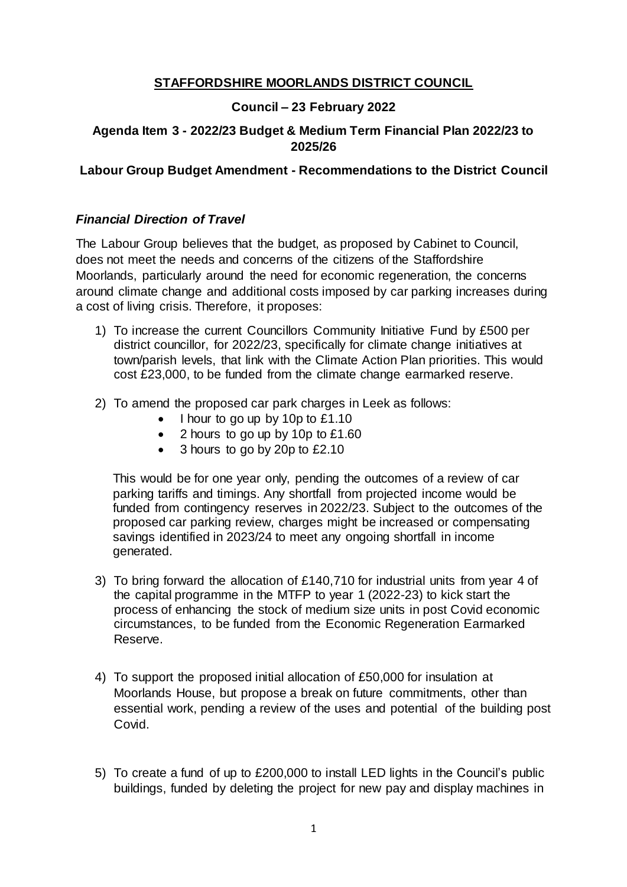# STAFFORDSHIRE MOORLANDS DISTRICT COUNCIL

## Council – 23 February 2022

## Agenda Item 3 - 2022/23 Budget & Medium Term Financial Plan 2022/23 to 2025/26

## Labour Group Budget Amendment - Recommendations to the District Council

### *Financial Direction of Travel*

The Labour Group believes that the budget, as proposed by Cabinet to Council, does not meet the needs and concerns of the citizens of the Staffordshire Moorlands, particularly around the need for economic regeneration, the concerns around climate change and additional costs imposed by car parking increases during a cost of living crisis. Therefore, it proposes:

1) To increase the current Councillors Community Initiative Fund by £500 per district councillor, for 2022/23, specifically for climate change initiatives at town/parish levels, that link with the Climate Action Plan priorities. This would cost £23,000, to be funded from the climate change earmarked reserve.

2) To amend the proposed car park charges in Leek as follows:
   - I hour to go up by 10p to £1.10
   - 2 hours to go up by 10p to £1.60
   - 3 hours to go by 20p to £2.10

   This would be for one year only, pending the outcomes of a review of car parking tariffs and timings. Any shortfall from projected income would be funded from contingency reserves in 2022/23. Subject to the outcomes of the proposed car parking review, charges might be increased or compensating savings identified in 2023/24 to meet any ongoing shortfall in income generated.

3) To bring forward the allocation of £140,710 for industrial units from year 4 of the capital programme in the MTFP to year 1 (2022-23) to kick start the process of enhancing the stock of medium size units in post Covid economic circumstances, to be funded from the Economic Regeneration Earmarked Reserve.

4) To support the proposed initial allocation of £50,000 for insulation at Moorlands House, but propose a break on future commitments, other than essential work, pending a review of the uses and potential of the building post Covid.

5) To create a fund of up to £200,000 to install LED lights in the Council's public buildings, funded by deleting the project for new pay and display machines in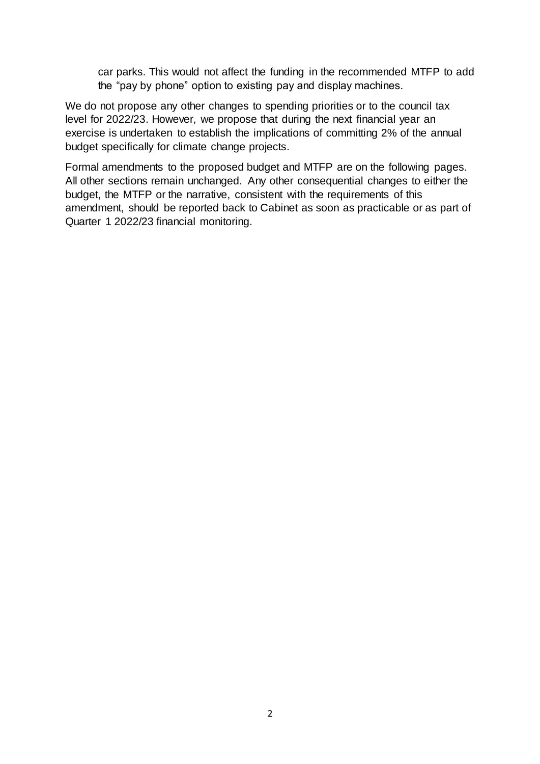car parks. This would not affect the funding in the recommended MTFP to add the "pay by phone" option to existing pay and display machines.

We do not propose any other changes to spending priorities or to the council tax level for 2022/23. However, we propose that during the next financial year an exercise is undertaken to establish the implications of committing 2% of the annual budget specifically for climate change projects.

Formal amendments to the proposed budget and MTFP are on the following pages. All other sections remain unchanged. Any other consequential changes to either the budget, the MTFP or the narrative, consistent with the requirements of this amendment, should be reported back to Cabinet as soon as practicable or as part of Quarter 1 2022/23 financial monitoring.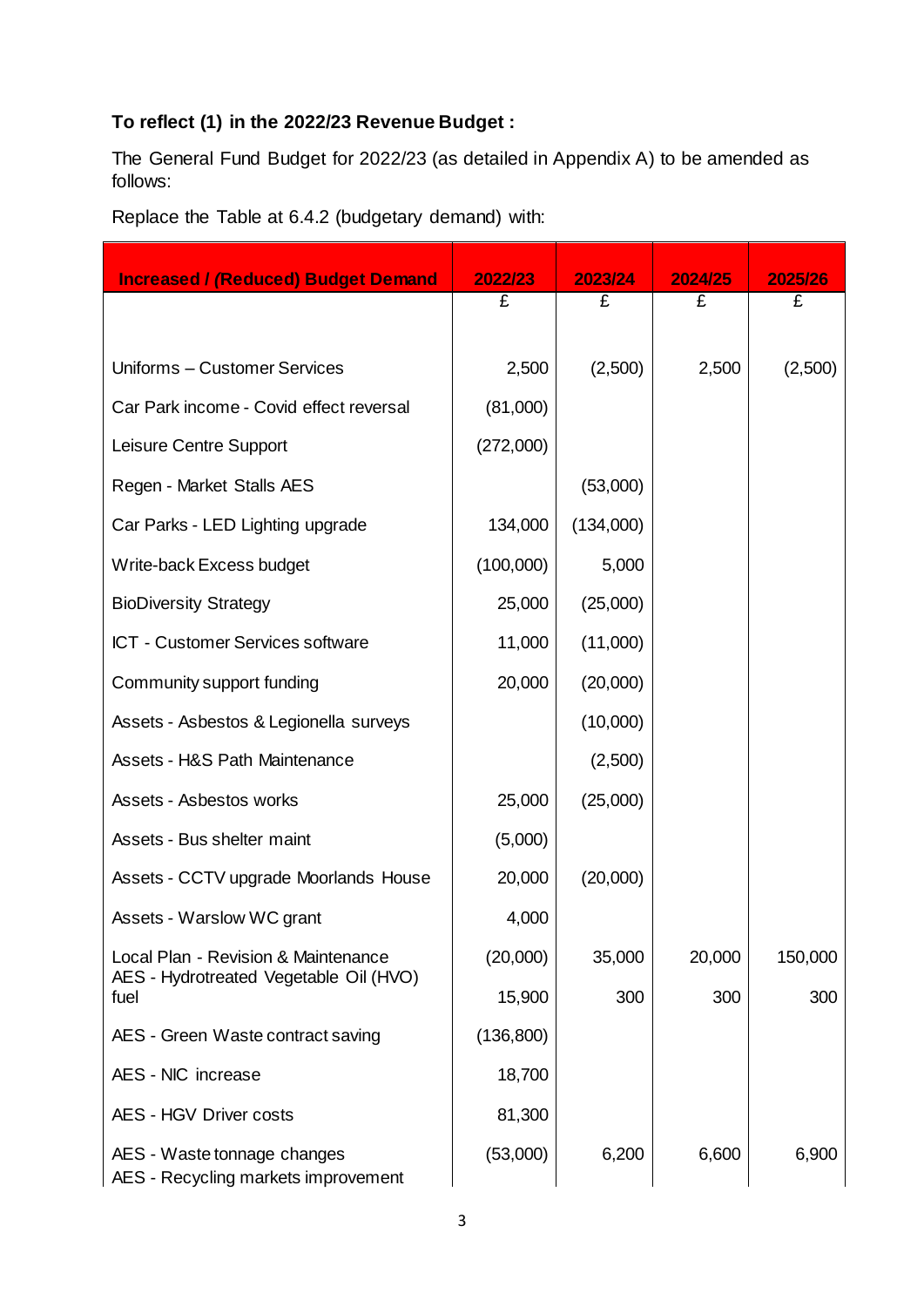**To reflect (1) in the 2022/23 Revenue Budget :**

The General Fund Budget for 2022/23 (as detailed in Appendix A) to be amended as follows:

Replace the Table at 6.4.2 (budgetary demand) with:

| Increased / (Reduced) Budget Demand | 2022/23 | 2023/24 | 2024/25 | 2025/26 |
|---|---|---|---|---|
| | £ | £ | £ | £ |
| Uniforms – Customer Services | 2,500 | (2,500) | 2,500 | (2,500) |
| Car Park income - Covid effect reversal | (81,000) | | | |
| Leisure Centre Support | (272,000) | | | |
| Regen - Market Stalls AES | | (53,000) | | |
| Car Parks - LED Lighting upgrade | 134,000 | (134,000) | | |
| Write-back Excess budget | (100,000) | 5,000 | | |
| BioDiversity Strategy | 25,000 | (25,000) | | |
| ICT - Customer Services software | 11,000 | (11,000) | | |
| Community support funding | 20,000 | (20,000) | | |
| Assets - Asbestos & Legionella surveys | | (10,000) | | |
| Assets - H&S Path Maintenance | | (2,500) | | |
| Assets - Asbestos works | 25,000 | (25,000) | | |
| Assets - Bus shelter maint | (5,000) | | | |
| Assets - CCTV upgrade Moorlands House | 20,000 | (20,000) | | |
| Assets - Warslow WC grant | 4,000 | | | |
| Local Plan - Revision & Maintenance | (20,000) | 35,000 | 20,000 | 150,000 |
| AES - Hydrotreated Vegetable Oil (HVO) fuel | 15,900 | 300 | 300 | 300 |
| AES - Green Waste contract saving | (136,800) | | | |
| AES - NIC increase | 18,700 | | | |
| AES - HGV Driver costs | 81,300 | | | |
| AES - Waste tonnage changes | (53,000) | 6,200 | 6,600 | 6,900 |
| AES - Recycling markets improvement | | | | |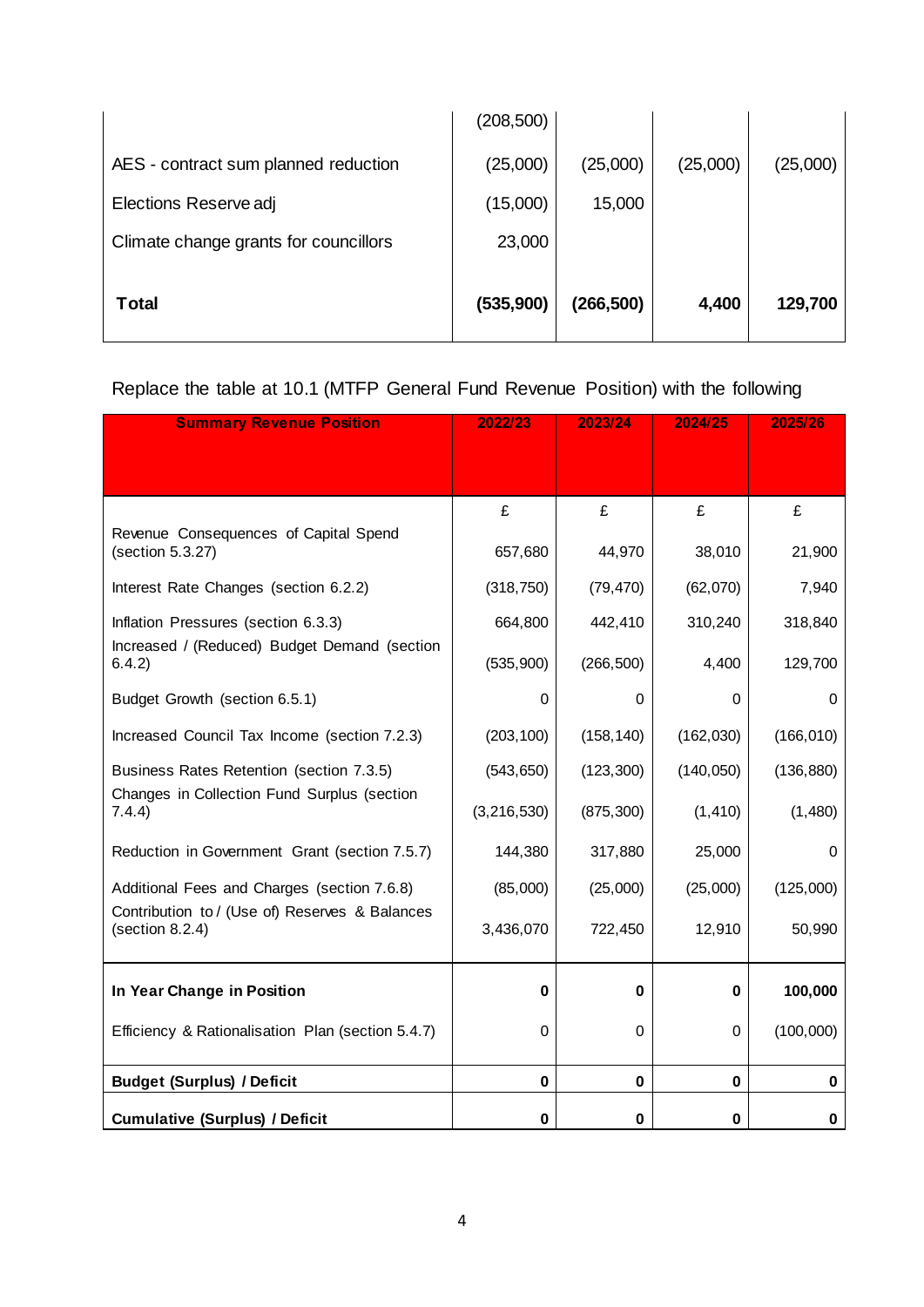| | | | | |
|---|---|---|---|---|
| | (208,500) | | | |
| AES - contract sum planned reduction | (25,000) | (25,000) | (25,000) | (25,000) |
| Elections Reserve adj | (15,000) | 15,000 | | |
| Climate change grants for councillors | 23,000 | | | |
| **Total** | **(535,900)** | **(266,500)** | **4,400** | **129,700** |

Replace the table at 10.1 (MTFP General Fund Revenue Position) with the following

| **Summary Revenue Position** | **2022/23** | **2023/24** | **2024/25** | **2025/26** |
|---|---|---|---|---|
| | £ | £ | £ | £ |
| Revenue Consequences of Capital Spend (section 5.3.27) | 657,680 | 44,970 | 38,010 | 21,900 |
| Interest Rate Changes (section 6.2.2) | (318,750) | (79,470) | (62,070) | 7,940 |
| Inflation Pressures (section 6.3.3) | 664,800 | 442,410 | 310,240 | 318,840 |
| Increased / (Reduced) Budget Demand (section 6.4.2) | (535,900) | (266,500) | 4,400 | 129,700 |
| Budget Growth (section 6.5.1) | 0 | 0 | 0 | 0 |
| Increased Council Tax Income (section 7.2.3) | (203,100) | (158,140) | (162,030) | (166,010) |
| Business Rates Retention (section 7.3.5) | (543,650) | (123,300) | (140,050) | (136,880) |
| Changes in Collection Fund Surplus (section 7.4.4) | (3,216,530) | (875,300) | (1,410) | (1,480) |
| Reduction in Government Grant (section 7.5.7) | 144,380 | 317,880 | 25,000 | 0 |
| Additional Fees and Charges (section 7.6.8) | (85,000) | (25,000) | (25,000) | (125,000) |
| Contribution to / (Use of) Reserves & Balances (section 8.2.4) | 3,436,070 | 722,450 | 12,910 | 50,990 |
| **In Year Change in Position** | **0** | **0** | **0** | **100,000** |
| Efficiency & Rationalisation Plan (section 5.4.7) | 0 | 0 | 0 | (100,000) |
| **Budget (Surplus) / Deficit** | **0** | **0** | **0** | **0** |
| **Cumulative (Surplus) / Deficit** | **0** | **0** | **0** | **0** |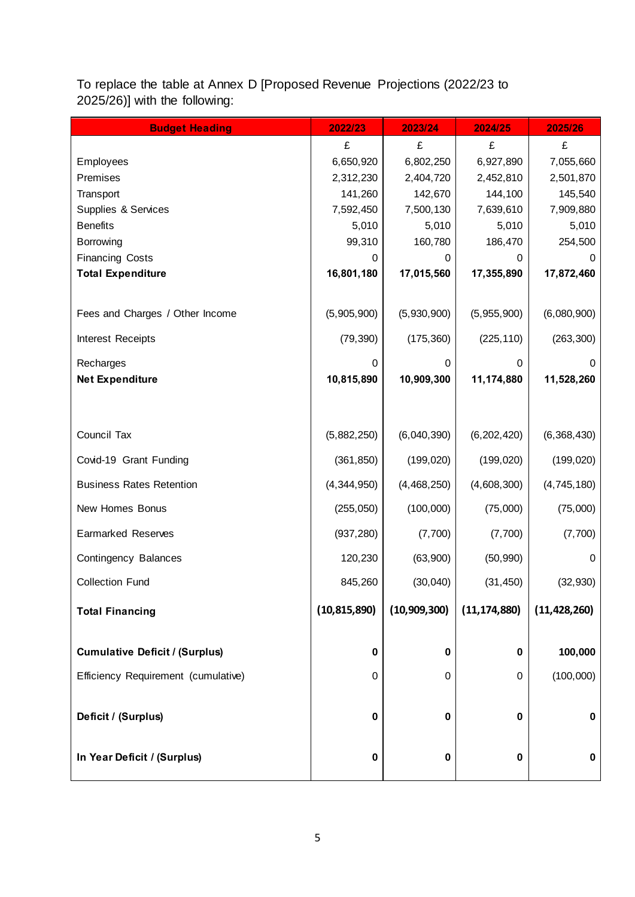To replace the table at Annex D [Proposed Revenue Projections (2022/23 to 2025/26)] with the following:

| Budget Heading | 2022/23 | 2023/24 | 2024/25 | 2025/26 |
|---|---|---|---|---|
| | £ | £ | £ | £ |
| Employees | 6,650,920 | 6,802,250 | 6,927,890 | 7,055,660 |
| Premises | 2,312,230 | 2,404,720 | 2,452,810 | 2,501,870 |
| Transport | 141,260 | 142,670 | 144,100 | 145,540 |
| Supplies & Services | 7,592,450 | 7,500,130 | 7,639,610 | 7,909,880 |
| Benefits | 5,010 | 5,010 | 5,010 | 5,010 |
| Borrowing | 99,310 | 160,780 | 186,470 | 254,500 |
| Financing Costs | 0 | 0 | 0 | 0 |
| **Total Expenditure** | **16,801,180** | **17,015,560** | **17,355,890** | **17,872,460** |
| | | | | |
| Fees and Charges / Other Income | (5,905,900) | (5,930,900) | (5,955,900) | (6,080,900) |
| Interest Receipts | (79,390) | (175,360) | (225,110) | (263,300) |
| Recharges | 0 | 0 | 0 | 0 |
| **Net Expenditure** | **10,815,890** | **10,909,300** | **11,174,880** | **11,528,260** |
| | | | | |
| Council Tax | (5,882,250) | (6,040,390) | (6,202,420) | (6,368,430) |
| Covid-19 Grant Funding | (361,850) | (199,020) | (199,020) | (199,020) |
| Business Rates Retention | (4,344,950) | (4,468,250) | (4,608,300) | (4,745,180) |
| New Homes Bonus | (255,050) | (100,000) | (75,000) | (75,000) |
| Earmarked Reserves | (937,280) | (7,700) | (7,700) | (7,700) |
| Contingency Balances | 120,230 | (63,900) | (50,990) | 0 |
| Collection Fund | 845,260 | (30,040) | (31,450) | (32,930) |
| **Total Financing** | **(10,815,890)** | **(10,909,300)** | **(11,174,880)** | **(11,428,260)** |
| | | | | |
| **Cumulative Deficit / (Surplus)** | **0** | **0** | **0** | **100,000** |
| Efficiency Requirement (cumulative) | 0 | 0 | 0 | (100,000) |
| | | | | |
| **Deficit / (Surplus)** | **0** | **0** | **0** | **0** |
| | | | | |
| **In Year Deficit / (Surplus)** | **0** | **0** | **0** | **0** |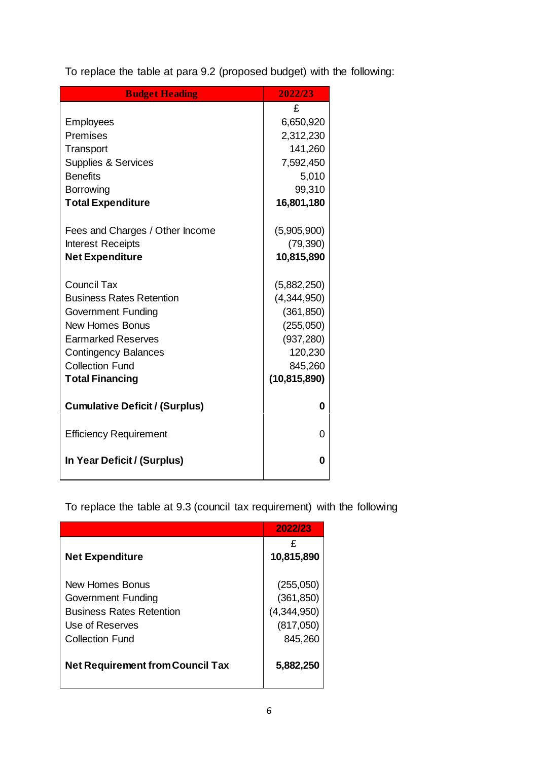To replace the table at para 9.2 (proposed budget) with the following:

| Budget Heading | 2022/23 |
| --- | --- |
| | £ |
| Employees | 6,650,920 |
| Premises | 2,312,230 |
| Transport | 141,260 |
| Supplies & Services | 7,592,450 |
| Benefits | 5,010 |
| Borrowing | 99,310 |
| **Total Expenditure** | **16,801,180** |
| | |
| Fees and Charges / Other Income | (5,905,900) |
| Interest Receipts | (79,390) |
| **Net Expenditure** | **10,815,890** |
| | |
| Council Tax | (5,882,250) |
| Business Rates Retention | (4,344,950) |
| Government Funding | (361,850) |
| New Homes Bonus | (255,050) |
| Earmarked Reserves | (937,280) |
| Contingency Balances | 120,230 |
| Collection Fund | 845,260 |
| **Total Financing** | **(10,815,890)** |
| | |
| **Cumulative Deficit / (Surplus)** | **0** |
| | |
| Efficiency Requirement | 0 |
| | |
| **In Year Deficit / (Surplus)** | **0** |

To replace the table at 9.3 (council tax requirement) with the following

| | 2022/23 |
| --- | --- |
| | £ |
| **Net Expenditure** | **10,815,890** |
| | |
| New Homes Bonus | (255,050) |
| Government Funding | (361,850) |
| Business Rates Retention | (4,344,950) |
| Use of Reserves | (817,050) |
| Collection Fund | 845,260 |
| | |
| **Net Requirement from Council Tax** | **5,882,250** |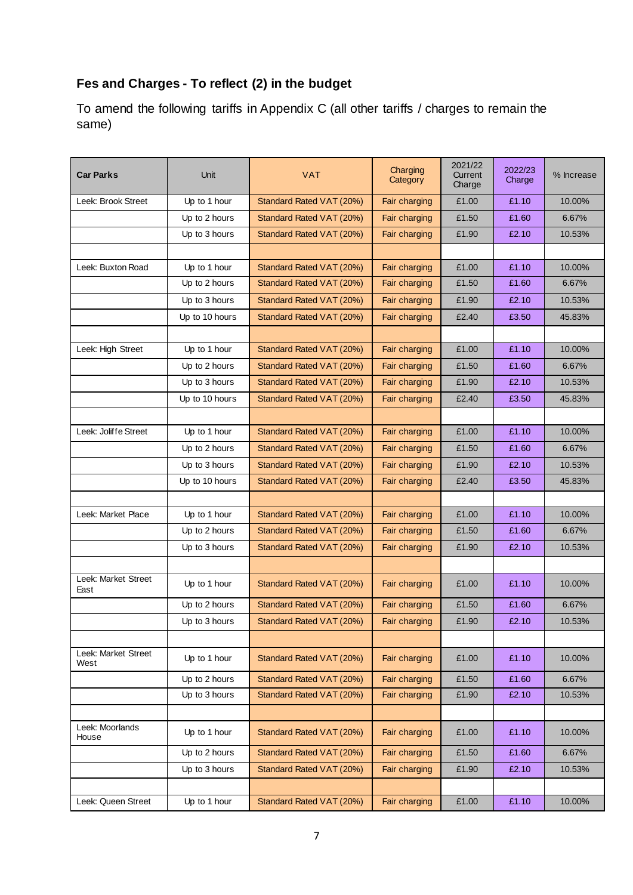## Fes and Charges - To reflect (2) in the budget

To amend the following tariffs in Appendix C (all other tariffs / charges to remain the same)

| Car Parks | Unit | VAT | Charging Category | 2021/22 Current Charge | 2022/23 Charge | % Increase |
|---|---|---|---|---|---|---|
| Leek: Brook Street | Up to 1 hour | Standard Rated VAT (20%) | Fair charging | £1.00 | £1.10 | 10.00% |
| | Up to 2 hours | Standard Rated VAT (20%) | Fair charging | £1.50 | £1.60 | 6.67% |
| | Up to 3 hours | Standard Rated VAT (20%) | Fair charging | £1.90 | £2.10 | 10.53% |
| | | | | | | |
| Leek: Buxton Road | Up to 1 hour | Standard Rated VAT (20%) | Fair charging | £1.00 | £1.10 | 10.00% |
| | Up to 2 hours | Standard Rated VAT (20%) | Fair charging | £1.50 | £1.60 | 6.67% |
| | Up to 3 hours | Standard Rated VAT (20%) | Fair charging | £1.90 | £2.10 | 10.53% |
| | Up to 10 hours | Standard Rated VAT (20%) | Fair charging | £2.40 | £3.50 | 45.83% |
| | | | | | | |
| Leek: High Street | Up to 1 hour | Standard Rated VAT (20%) | Fair charging | £1.00 | £1.10 | 10.00% |
| | Up to 2 hours | Standard Rated VAT (20%) | Fair charging | £1.50 | £1.60 | 6.67% |
| | Up to 3 hours | Standard Rated VAT (20%) | Fair charging | £1.90 | £2.10 | 10.53% |
| | Up to 10 hours | Standard Rated VAT (20%) | Fair charging | £2.40 | £3.50 | 45.83% |
| | | | | | | |
| Leek: Joliffe Street | Up to 1 hour | Standard Rated VAT (20%) | Fair charging | £1.00 | £1.10 | 10.00% |
| | Up to 2 hours | Standard Rated VAT (20%) | Fair charging | £1.50 | £1.60 | 6.67% |
| | Up to 3 hours | Standard Rated VAT (20%) | Fair charging | £1.90 | £2.10 | 10.53% |
| | Up to 10 hours | Standard Rated VAT (20%) | Fair charging | £2.40 | £3.50 | 45.83% |
| | | | | | | |
| Leek: Market Place | Up to 1 hour | Standard Rated VAT (20%) | Fair charging | £1.00 | £1.10 | 10.00% |
| | Up to 2 hours | Standard Rated VAT (20%) | Fair charging | £1.50 | £1.60 | 6.67% |
| | Up to 3 hours | Standard Rated VAT (20%) | Fair charging | £1.90 | £2.10 | 10.53% |
| | | | | | | |
| Leek: Market Street East | Up to 1 hour | Standard Rated VAT (20%) | Fair charging | £1.00 | £1.10 | 10.00% |
| | Up to 2 hours | Standard Rated VAT (20%) | Fair charging | £1.50 | £1.60 | 6.67% |
| | Up to 3 hours | Standard Rated VAT (20%) | Fair charging | £1.90 | £2.10 | 10.53% |
| | | | | | | |
| Leek: Market Street West | Up to 1 hour | Standard Rated VAT (20%) | Fair charging | £1.00 | £1.10 | 10.00% |
| | Up to 2 hours | Standard Rated VAT (20%) | Fair charging | £1.50 | £1.60 | 6.67% |
| | Up to 3 hours | Standard Rated VAT (20%) | Fair charging | £1.90 | £2.10 | 10.53% |
| | | | | | | |
| Leek: Moorlands House | Up to 1 hour | Standard Rated VAT (20%) | Fair charging | £1.00 | £1.10 | 10.00% |
| | Up to 2 hours | Standard Rated VAT (20%) | Fair charging | £1.50 | £1.60 | 6.67% |
| | Up to 3 hours | Standard Rated VAT (20%) | Fair charging | £1.90 | £2.10 | 10.53% |
| | | | | | | |
| Leek: Queen Street | Up to 1 hour | Standard Rated VAT (20%) | Fair charging | £1.00 | £1.10 | 10.00% |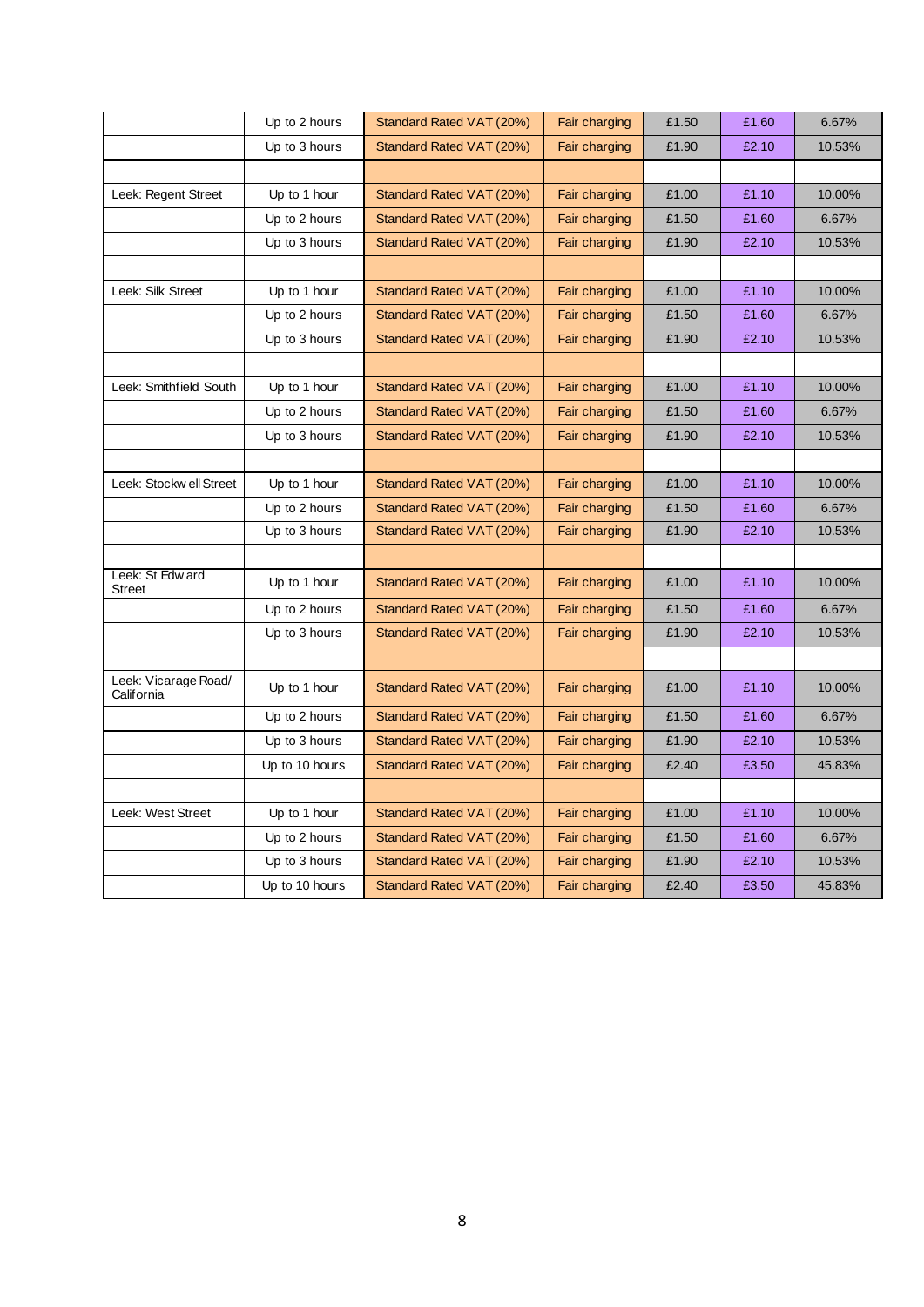| | | | | | | |
|---|---|---|---|---|---|---|
| | Up to 2 hours | Standard Rated VAT (20%) | Fair charging | £1.50 | £1.60 | 6.67% |
| | Up to 3 hours | Standard Rated VAT (20%) | Fair charging | £1.90 | £2.10 | 10.53% |
| | | | | | | |
| Leek: Regent Street | Up to 1 hour | Standard Rated VAT (20%) | Fair charging | £1.00 | £1.10 | 10.00% |
| | Up to 2 hours | Standard Rated VAT (20%) | Fair charging | £1.50 | £1.60 | 6.67% |
| | Up to 3 hours | Standard Rated VAT (20%) | Fair charging | £1.90 | £2.10 | 10.53% |
| | | | | | | |
| Leek: Silk Street | Up to 1 hour | Standard Rated VAT (20%) | Fair charging | £1.00 | £1.10 | 10.00% |
| | Up to 2 hours | Standard Rated VAT (20%) | Fair charging | £1.50 | £1.60 | 6.67% |
| | Up to 3 hours | Standard Rated VAT (20%) | Fair charging | £1.90 | £2.10 | 10.53% |
| | | | | | | |
| Leek: Smithfield South | Up to 1 hour | Standard Rated VAT (20%) | Fair charging | £1.00 | £1.10 | 10.00% |
| | Up to 2 hours | Standard Rated VAT (20%) | Fair charging | £1.50 | £1.60 | 6.67% |
| | Up to 3 hours | Standard Rated VAT (20%) | Fair charging | £1.90 | £2.10 | 10.53% |
| | | | | | | |
| Leek: Stockwell Street | Up to 1 hour | Standard Rated VAT (20%) | Fair charging | £1.00 | £1.10 | 10.00% |
| | Up to 2 hours | Standard Rated VAT (20%) | Fair charging | £1.50 | £1.60 | 6.67% |
| | Up to 3 hours | Standard Rated VAT (20%) | Fair charging | £1.90 | £2.10 | 10.53% |
| | | | | | | |
| Leek: St Edward Street | Up to 1 hour | Standard Rated VAT (20%) | Fair charging | £1.00 | £1.10 | 10.00% |
| | Up to 2 hours | Standard Rated VAT (20%) | Fair charging | £1.50 | £1.60 | 6.67% |
| | Up to 3 hours | Standard Rated VAT (20%) | Fair charging | £1.90 | £2.10 | 10.53% |
| | | | | | | |
| Leek: Vicarage Road/ California | Up to 1 hour | Standard Rated VAT (20%) | Fair charging | £1.00 | £1.10 | 10.00% |
| | Up to 2 hours | Standard Rated VAT (20%) | Fair charging | £1.50 | £1.60 | 6.67% |
| | Up to 3 hours | Standard Rated VAT (20%) | Fair charging | £1.90 | £2.10 | 10.53% |
| | Up to 10 hours | Standard Rated VAT (20%) | Fair charging | £2.40 | £3.50 | 45.83% |
| | | | | | | |
| Leek: West Street | Up to 1 hour | Standard Rated VAT (20%) | Fair charging | £1.00 | £1.10 | 10.00% |
| | Up to 2 hours | Standard Rated VAT (20%) | Fair charging | £1.50 | £1.60 | 6.67% |
| | Up to 3 hours | Standard Rated VAT (20%) | Fair charging | £1.90 | £2.10 | 10.53% |
| | Up to 10 hours | Standard Rated VAT (20%) | Fair charging | £2.40 | £3.50 | 45.83% |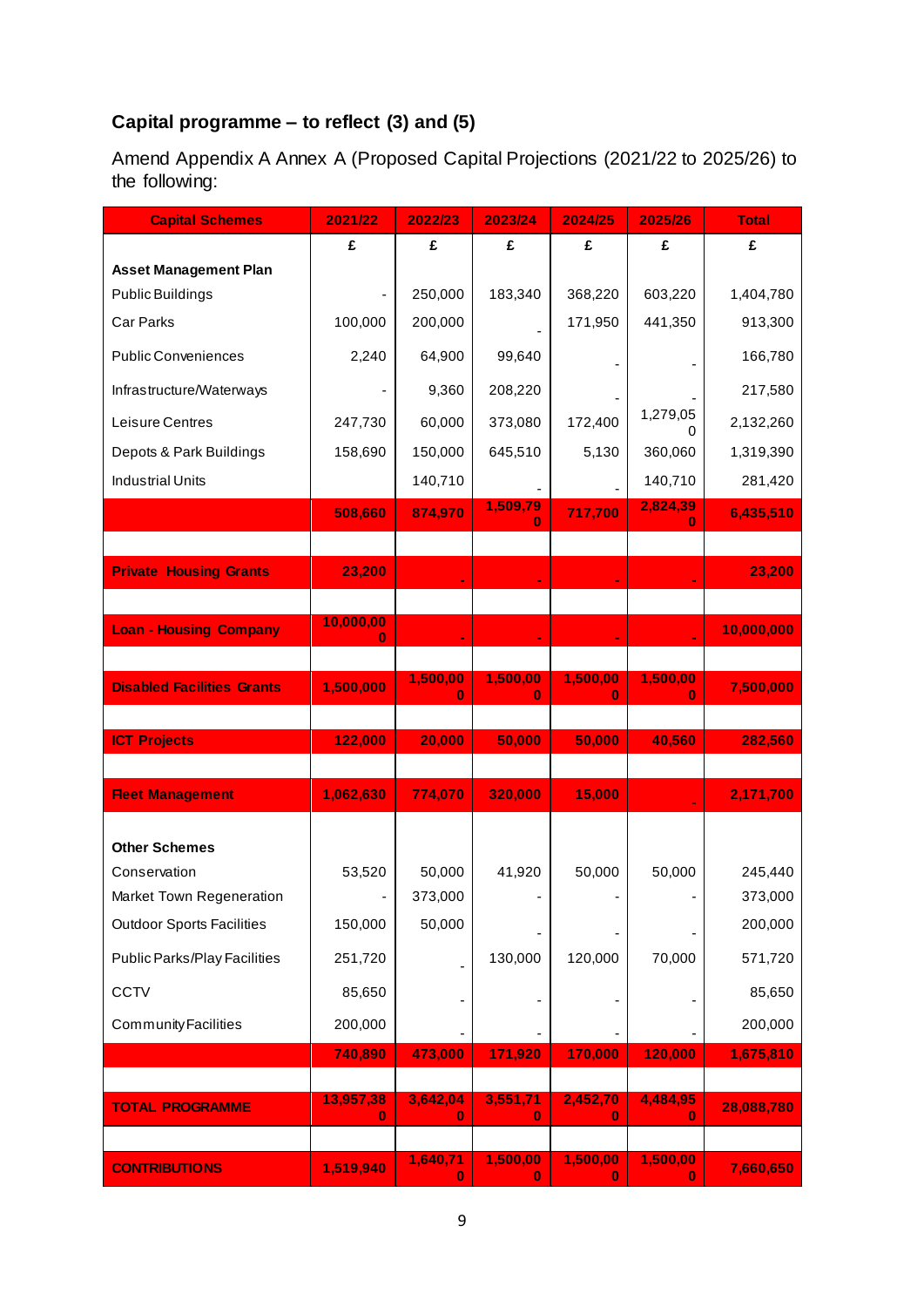**Capital programme – to reflect (3) and (5)**

Amend Appendix A Annex A (Proposed Capital Projections (2021/22 to 2025/26) to the following:

| Capital Schemes | 2021/22 | 2022/23 | 2023/24 | 2024/25 | 2025/26 | Total |
|---|---|---|---|---|---|---|
| | £ | £ | £ | £ | £ | £ |
| **Asset Management Plan** | | | | | | |
| Public Buildings | - | 250,000 | 183,340 | 368,220 | 603,220 | 1,404,780 |
| Car Parks | 100,000 | 200,000 | - | 171,950 | 441,350 | 913,300 |
| Public Conveniences | 2,240 | 64,900 | 99,640 | - | - | 166,780 |
| Infrastructure/Waterways | - | 9,360 | 208,220 | - | - | 217,580 |
| Leisure Centres | 247,730 | 60,000 | 373,080 | 172,400 | 1,279,050 | 2,132,260 |
| Depots & Park Buildings | 158,690 | 150,000 | 645,510 | 5,130 | 360,060 | 1,319,390 |
| Industrial Units | | 140,710 | - | - | 140,710 | 281,420 |
| | **508,660** | **874,970** | **1,509,790** | **717,700** | **2,824,390** | **6,435,510** |
| | | | | | | |
| **Private Housing Grants** | **23,200** | **-** | **-** | **-** | **-** | **23,200** |
| | | | | | | |
| **Loan - Housing Company** | **10,000,000** | **-** | **-** | **-** | **-** | **10,000,000** |
| | | | | | | |
| **Disabled Facilities Grants** | **1,500,000** | **1,500,000** | **1,500,000** | **1,500,000** | **1,500,000** | **7,500,000** |
| | | | | | | |
| **ICT Projects** | **122,000** | **20,000** | **50,000** | **50,000** | **40,560** | **282,560** |
| | | | | | | |
| **Fleet Management** | **1,062,630** | **774,070** | **320,000** | **15,000** | **-** | **2,171,700** |
| | | | | | | |
| **Other Schemes** | | | | | | |
| Conservation | 53,520 | 50,000 | 41,920 | 50,000 | 50,000 | 245,440 |
| Market Town Regeneration | - | 373,000 | - | - | - | 373,000 |
| Outdoor Sports Facilities | 150,000 | 50,000 | - | - | - | 200,000 |
| Public Parks/Play Facilities | 251,720 | - | 130,000 | 120,000 | 70,000 | 571,720 |
| CCTV | 85,650 | - | - | - | - | 85,650 |
| Community Facilities | 200,000 | - | - | - | - | 200,000 |
| | **740,890** | **473,000** | **171,920** | **170,000** | **120,000** | **1,675,810** |
| | | | | | | |
| **TOTAL PROGRAMME** | **13,957,380** | **3,642,040** | **3,551,710** | **2,452,700** | **4,484,950** | **28,088,780** |
| | | | | | | |
| **CONTRIBUTIONS** | **1,519,940** | **1,640,710** | **1,500,000** | **1,500,000** | **1,500,000** | **7,660,650** |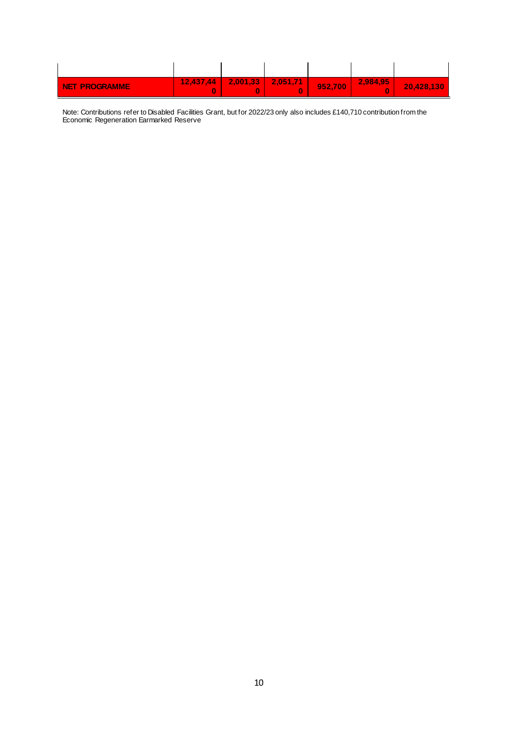| | | | | | | |
|---|---|---|---|---|---|---|
| **NET PROGRAMME** | **12,437,440** | **2,001,330** | **2,051,710** | **952,700** | **2,984,950** | **20,428,130** |

Note: Contributions refer to Disabled Facilities Grant, but for 2022/23 only also includes £140,710 contribution from the Economic Regeneration Earmarked Reserve